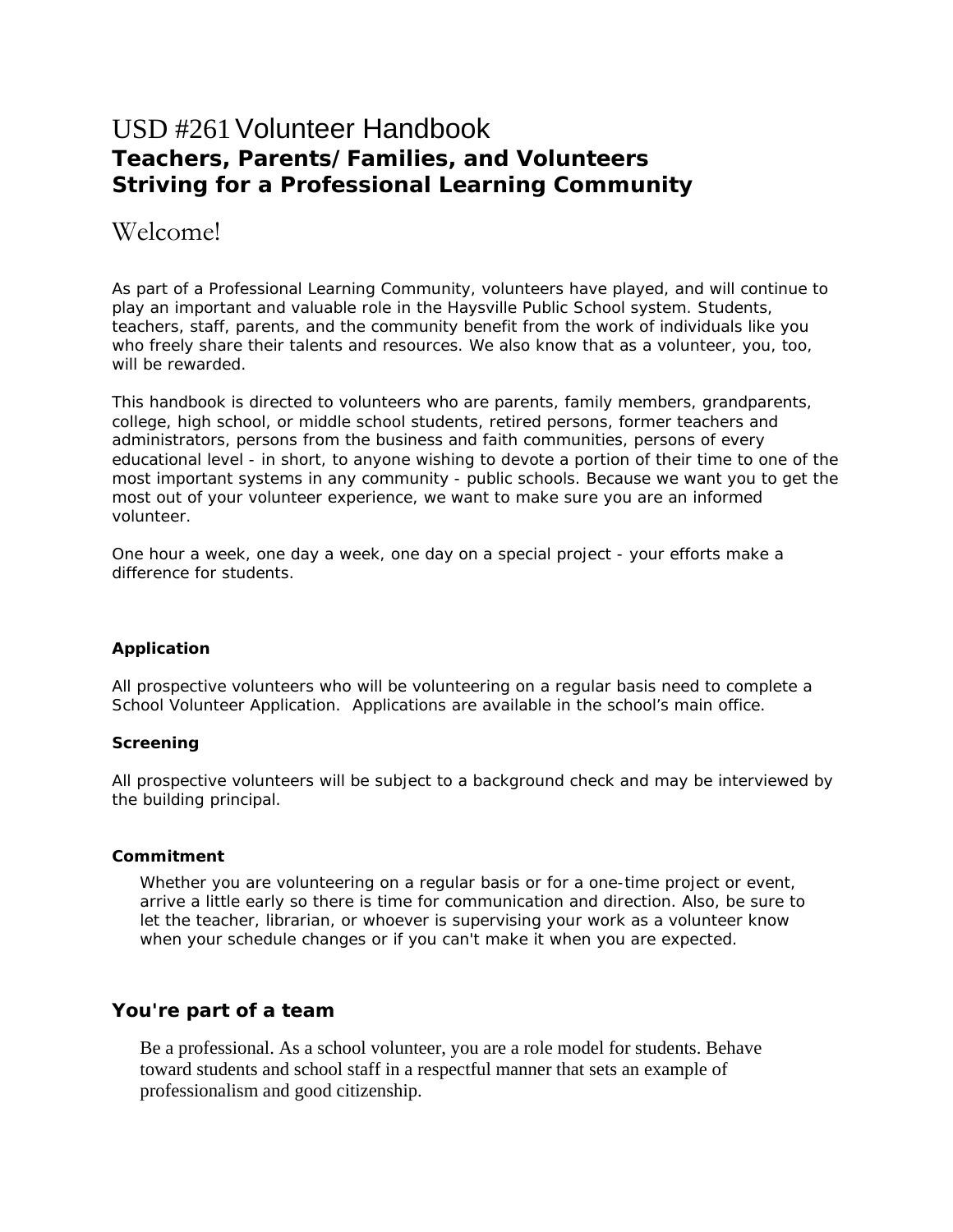# USD #261 Volunteer Handbook

**Teachers, Parents/Families, and Volunteers**
**Striving for a Professional Learning Community**

## Welcome!

As part of a Professional Learning Community, volunteers have played, and will continue to play an important and valuable role in the Haysville Public School system. Students, teachers, staff, parents, and the community benefit from the work of individuals like you who freely share their talents and resources. We also know that as a volunteer, you, too, will be rewarded.

This handbook is directed to volunteers who are parents, family members, grandparents, college, high school, or middle school students, retired persons, former teachers and administrators, persons from the business and faith communities, persons of every educational level - in short, to anyone wishing to devote a portion of their time to one of the most important systems in any community - public schools. Because we want you to get the most out of your volunteer experience, we want to make sure you are an informed volunteer.

One hour a week, one day a week, one day on a special project - your efforts make a difference for students.

#### Application

All prospective volunteers who will be volunteering on a regular basis need to complete a School Volunteer Application. Applications are available in the school's main office.

#### Screening

All prospective volunteers will be subject to a background check and may be interviewed by the building principal.

#### Commitment

Whether you are volunteering on a regular basis or for a one-time project or event, arrive a little early so there is time for communication and direction. Also, be sure to let the teacher, librarian, or whoever is supervising your work as a volunteer know when your schedule changes or if you can't make it when you are expected.

### You're part of a team

Be a professional. As a school volunteer, you are a role model for students. Behave toward students and school staff in a respectful manner that sets an example of professionalism and good citizenship.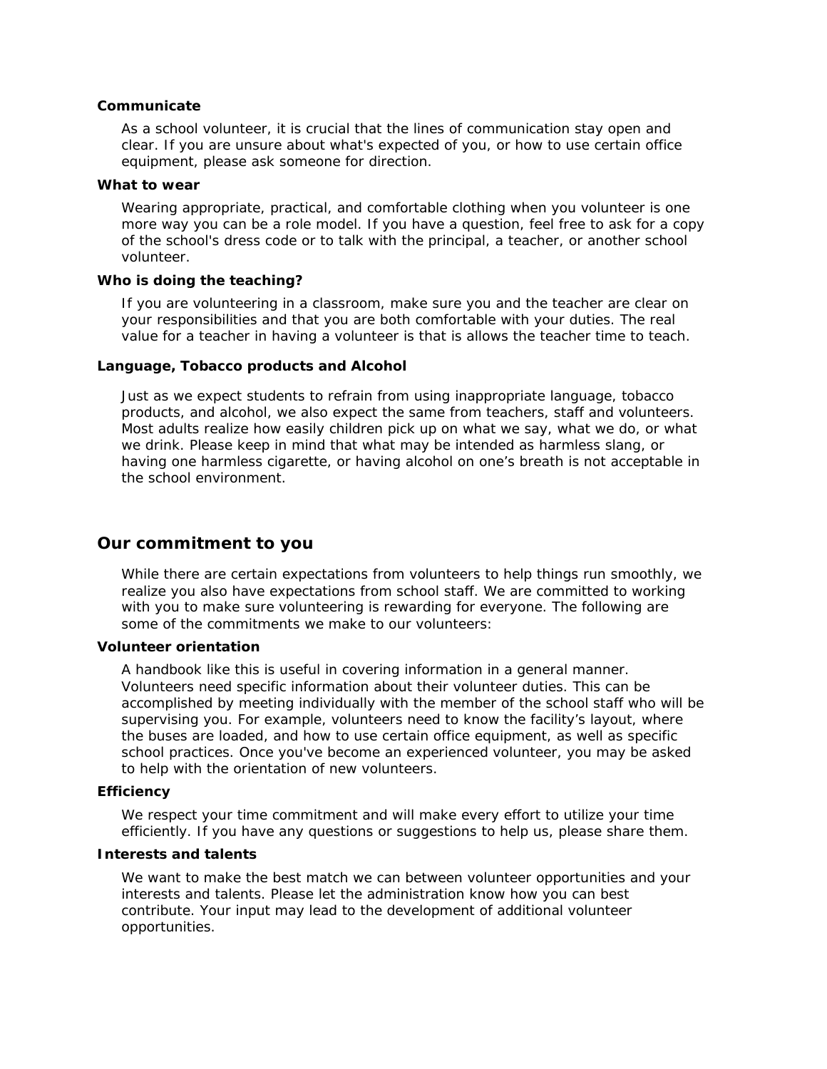**Communicate**

As a school volunteer, it is crucial that the lines of communication stay open and clear. If you are unsure about what's expected of you, or how to use certain office equipment, please ask someone for direction.

**What to wear**

Wearing appropriate, practical, and comfortable clothing when you volunteer is one more way you can be a role model. If you have a question, feel free to ask for a copy of the school's dress code or to talk with the principal, a teacher, or another school volunteer.

**Who is doing the teaching?**

If you are volunteering in a classroom, make sure you and the teacher are clear on your responsibilities and that you are both comfortable with your duties. The real value for a teacher in having a volunteer is that is allows the teacher time to teach.

**Language, Tobacco products and Alcohol**

Just as we expect students to refrain from using inappropriate language, tobacco products, and alcohol, we also expect the same from teachers, staff and volunteers. Most adults realize how easily children pick up on what we say, what we do, or what we drink. Please keep in mind that what may be intended as harmless slang, or having one harmless cigarette, or having alcohol on one's breath is not acceptable in the school environment.

## Our commitment to you

While there are certain expectations from volunteers to help things run smoothly, we realize you also have expectations from school staff. We are committed to working with you to make sure volunteering is rewarding for everyone. The following are some of the commitments we make to our volunteers:

**Volunteer orientation**

A handbook like this is useful in covering information in a general manner. Volunteers need specific information about their volunteer duties. This can be accomplished by meeting individually with the member of the school staff who will be supervising you. For example, volunteers need to know the facility's layout, where the buses are loaded, and how to use certain office equipment, as well as specific school practices. Once you've become an experienced volunteer, you may be asked to help with the orientation of new volunteers.

**Efficiency**

We respect your time commitment and will make every effort to utilize your time efficiently. If you have any questions or suggestions to help us, please share them.

**Interests and talents**

We want to make the best match we can between volunteer opportunities and your interests and talents. Please let the administration know how you can best contribute. Your input may lead to the development of additional volunteer opportunities.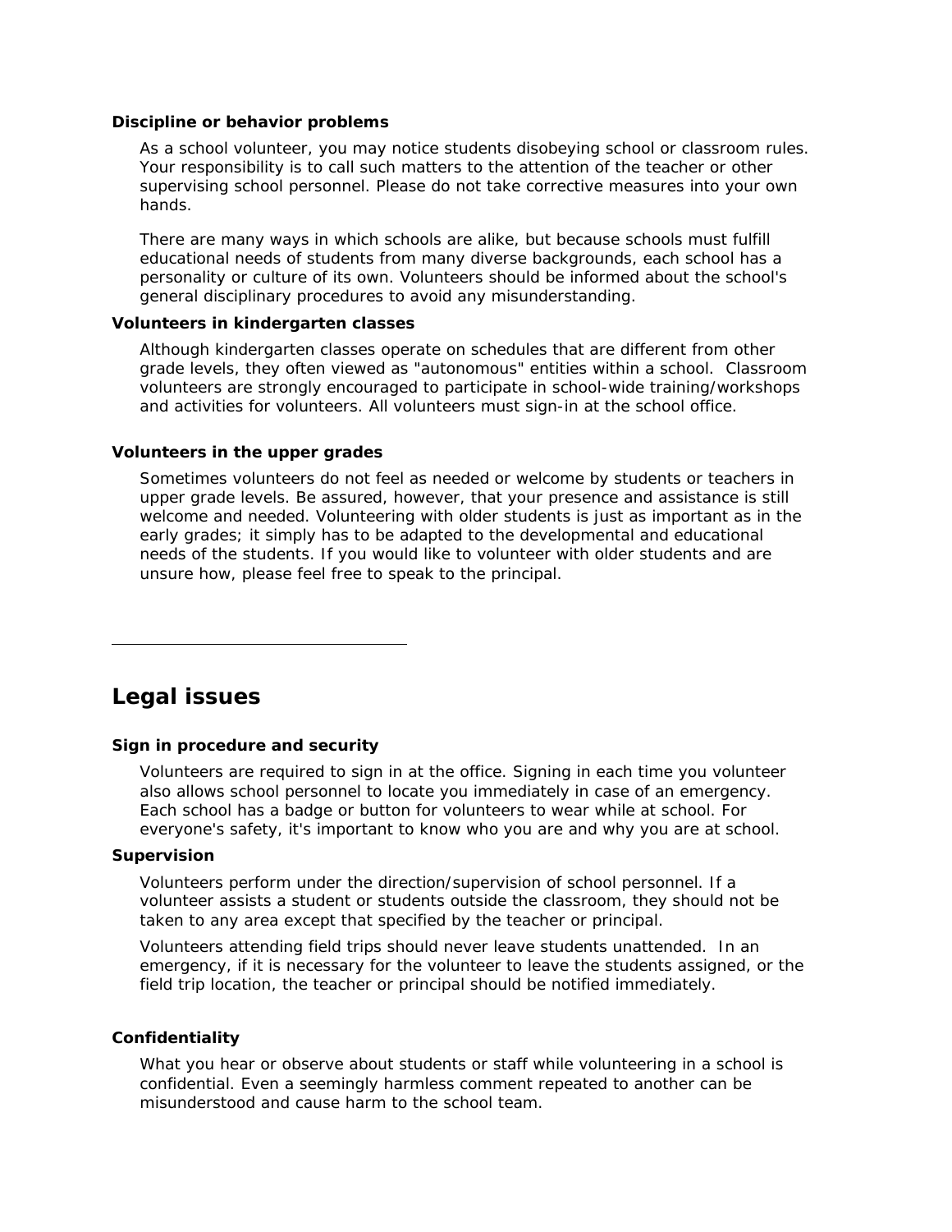### Discipline or behavior problems

As a school volunteer, you may notice students disobeying school or classroom rules. Your responsibility is to call such matters to the attention of the teacher or other supervising school personnel. Please do not take corrective measures into your own hands.

There are many ways in which schools are alike, but because schools must fulfill educational needs of students from many diverse backgrounds, each school has a personality or culture of its own. Volunteers should be informed about the school's general disciplinary procedures to avoid any misunderstanding.

### Volunteers in kindergarten classes

Although kindergarten classes operate on schedules that are different from other grade levels, they often viewed as "autonomous" entities within a school. Classroom volunteers are strongly encouraged to participate in school-wide training/workshops and activities for volunteers. All volunteers must sign-in at the school office.

### Volunteers in the upper grades

Sometimes volunteers do not feel as needed or welcome by students or teachers in upper grade levels. Be assured, however, that your presence and assistance is still welcome and needed. Volunteering with older students is just as important as in the early grades; it simply has to be adapted to the developmental and educational needs of the students. If you would like to volunteer with older students and are unsure how, please feel free to speak to the principal.

---

## Legal issues

### Sign in procedure and security

Volunteers are required to sign in at the office. Signing in each time you volunteer also allows school personnel to locate you immediately in case of an emergency. Each school has a badge or button for volunteers to wear while at school. For everyone's safety, it's important to know who you are and why you are at school.

### Supervision

Volunteers perform under the direction/supervision of school personnel. If a volunteer assists a student or students outside the classroom, they should not be taken to any area except that specified by the teacher or principal.

Volunteers attending field trips should never leave students unattended. In an emergency, if it is necessary for the volunteer to leave the students assigned, or the field trip location, the teacher or principal should be notified immediately.

### Confidentiality

What you hear or observe about students or staff while volunteering in a school is confidential. Even a seemingly harmless comment repeated to another can be misunderstood and cause harm to the school team.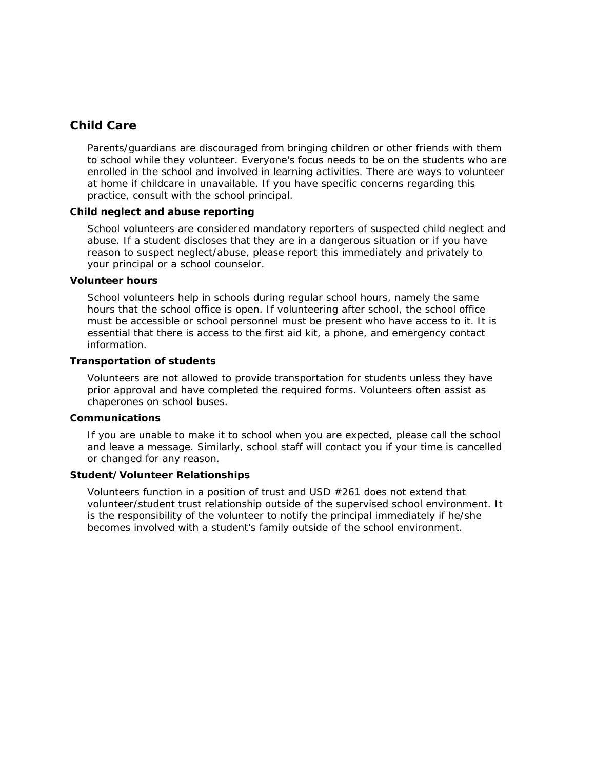## Child Care

Parents/guardians are discouraged from bringing children or other friends with them to school while they volunteer. Everyone's focus needs to be on the students who are enrolled in the school and involved in learning activities. There are ways to volunteer at home if childcare in unavailable. If you have specific concerns regarding this practice, consult with the school principal.

### Child neglect and abuse reporting

School volunteers are considered mandatory reporters of suspected child neglect and abuse. If a student discloses that they are in a dangerous situation or if you have reason to suspect neglect/abuse, please report this immediately and privately to your principal or a school counselor.

### Volunteer hours

School volunteers help in schools during regular school hours, namely the same hours that the school office is open. If volunteering after school, the school office must be accessible or school personnel must be present who have access to it. It is essential that there is access to the first aid kit, a phone, and emergency contact information.

### Transportation of students

Volunteers are not allowed to provide transportation for students unless they have prior approval and have completed the required forms. Volunteers often assist as chaperones on school buses.

### Communications

If you are unable to make it to school when you are expected, please call the school and leave a message. Similarly, school staff will contact you if your time is cancelled or changed for any reason.

### Student/Volunteer Relationships

Volunteers function in a position of trust and USD #261 does not extend that volunteer/student trust relationship outside of the supervised school environment. It is the responsibility of the volunteer to notify the principal immediately if he/she becomes involved with a student's family outside of the school environment.